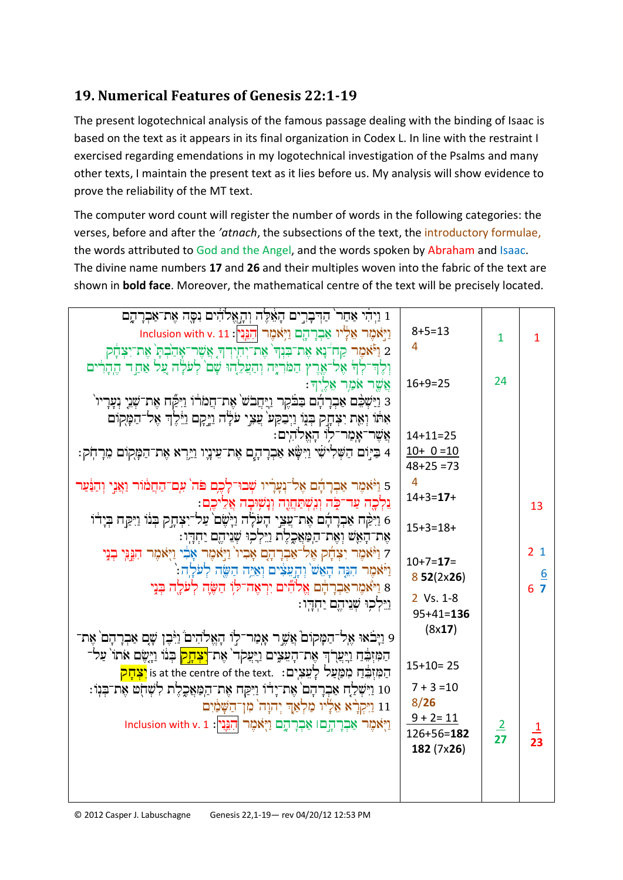## 19. Numerical Features of Genesis 22:1-19

The present logotechnical analysis of the famous passage dealing with the binding of Isaac is based on the text as it appears in its final organization in Codex L. In line with the restraint I exercised regarding emendations in my logotechnical investigation of the Psalms and many other texts, I maintain the present text as it lies before us. My analysis will show evidence to prove the reliability of the MT text.

The computer word count will register the number of words in the following categories: the verses, before and after the *'atnach*, the subsections of the text, the introductory formulae, the words attributed to God and the Angel, and the words spoken by Abraham and Isaac. The divine name numbers **17** and **26** and their multiples woven into the fabric of the text are shown in **bold face**. Moreover, the mathematical centre of the text will be precisely located.

| Text | Word counts | God/Angel | Abraham/Isaac |
|---|---|---|---|
| 1 וַיְהִ֗י אַחַר֙ הַדְּבָרִ֣ים הָאֵ֔לֶּה וְהָ֣אֱלֹהִ֔ים נִסָּ֖ה אֶת־אַבְרָהָ֑ם<br>וַיֹּ֣אמֶר אֵלָ֔יו אַבְרָהָ֖ם וַיֹּ֥אמֶר הִנֵּֽנִי׃ Inclusion with v. 11 | 8+5=13<br>4 | 1 | 1 |
| 2 וַיֹּ֡אמֶר קַח־נָ֠א אֶת־בִּנְךָ֨ אֶת־יְחִֽידְךָ֤ אֲשֶׁר־אָהַ֙בְתָּ֙ אֶת־יִצְחָ֔ק<br>וְלֶךְ־לְךָ֔ אֶל־אֶ֖רֶץ הַמֹּרִיָּ֑ה וְהַעֲלֵ֤הוּ שָׁם֙ לְעֹלָ֔ה עַ֚ל אַחַ֣ד הֶֽהָרִ֔ים<br>אֲשֶׁ֖ר אֹמַ֥ר אֵלֶֽיךָ׃ | 16+9=25 | 24 | |
| 3 וַיַּשְׁכֵּ֨ם אַבְרָהָ֜ם בַּבֹּ֗קֶר וַֽיַּחֲבֹשׁ֙ אֶת־חֲמֹר֔וֹ וַיִּקַּ֞ח אֶת־שְׁנֵ֤י נְעָרָיו֙<br>אִתּ֔וֹ וְאֵ֖ת יִצְחָ֣ק בְּנ֑וֹ וַיְבַקַּע֙ עֲצֵ֣י עֹלָ֔ה וַיָּ֣קָם וַיֵּ֔לֶךְ אֶל־הַמָּק֖וֹם<br>אֲשֶׁר־אָֽמַר־ל֥וֹ הָאֱלֹהִֽים׃ | 14+11=25 | | |
| 4 בַּיּ֣וֹם הַשְּׁלִישִׁ֗י וַיִּשָּׂ֨א אַבְרָהָ֧ם אֶת־עֵינָ֛יו וַיַּ֥רְא אֶת־הַמָּק֖וֹם מֵרָחֹֽק׃ | 10+ 0 =10<br>48+25 =73 | | |
| 5 וַיֹּ֨אמֶר אַבְרָהָ֜ם אֶל־נְעָרָ֗יו שְׁבוּ־לָכֶ֥ם פֹּה֙ עִֽם־הַחֲמ֔וֹר וַאֲנִ֣י וְהַנַּ֔עַר<br>נֵלְכָ֖ה עַד־כֹּ֑ה וְנִֽשְׁתַּחֲוֶ֖ה וְנָשׁ֥וּבָה אֲלֵיכֶֽם׃ | 4<br>14+3=**17**+ | | 13 |
| 6 וַיִּקַּ֨ח אַבְרָהָ֜ם אֶת־עֲצֵ֣י הָעֹלָ֗ה וַיָּ֙שֶׂם֙ עַל־יִצְחָ֣ק בְּנ֔וֹ וַיִּקַּ֣ח בְּיָד֔וֹ<br>אֶת־הָאֵ֖שׁ וְאֶת־הַֽמַּאֲכֶ֑לֶת וַיֵּלְכ֥וּ שְׁנֵיהֶ֖ם יַחְדָּֽו׃ | 15+3=18+ | | |
| 7 וַיֹּ֨אמֶר יִצְחָ֜ק אֶל־אַבְרָהָ֤ם אָבִיו֙ וַיֹּ֣אמֶר אָבִ֔י וַיֹּ֖אמֶר הִנֶּ֣נִּֽי בְנִ֑י<br>וַיֹּ֗אמֶר הִנֵּ֤ה הָאֵשׁ֙ וְהָ֣עֵצִ֔ים וְאַיֵּ֥ה הַשֶּׂ֖ה לְעֹלָֽה׃ | 10+7=**17**= | | 2 1<br>6 |
| 8 וַיֹּ֙אמֶר֙ אַבְרָהָ֔ם אֱלֹהִ֞ים יִרְאֶה־לּ֥וֹ הַשֶּׂ֛ה לְעֹלָ֖ה בְּנִ֑י<br>וַיֵּלְכ֥וּ שְׁנֵיהֶ֖ם יַחְדָּֽו׃ | 8 **52**(2x**26**)<br>2 Vs. 1-8<br>95+41=**136** (8x**17**) | | 6 7 |
| 9 וַיָּבֹ֗אוּ אֶֽל־הַמָּקוֹם֮ אֲשֶׁ֣ר אָֽמַר־ל֣וֹ הָאֱלֹהִים֒ וַיִּ֨בֶן שָׁ֤ם אַבְרָהָם֙ אֶת־<br>הַמִּזְבֵּ֔חַ וַֽיַּעֲרֹ֖ךְ אֶת־הָעֵצִ֑ים וַֽיַּעֲקֹד֙ אֶת־יִצְחָ֣ק בְּנ֔וֹ וַיָּ֤שֶׂם אֹתוֹ֙ עַל־<br>הַמִּזְבֵּ֔חַ מִמַּ֖עַל לָעֵצִֽים׃ — יִצְחָק is at the centre of the text. | 15+10= 25 | | |
| 10 וַיִּשְׁלַ֤ח אַבְרָהָם֙ אֶת־יָד֔וֹ וַיִּקַּ֖ח אֶת־הַֽמַּאֲכֶ֑לֶת לִשְׁחֹ֖ט אֶת־בְּנֽוֹ׃ | 7 + 3 =10 | | |
| 11 וַיִּקְרָ֨א אֵלָ֜יו מַלְאַ֤ךְ יְהוָה֙ מִן־הַשָּׁמַ֔יִם<br>וַיֹּ֖אמֶר אַבְרָהָ֣ם ׀ אַבְרָהָ֑ם וַיֹּ֖אמֶר הִנֵּֽנִי׃ Inclusion with v. 1 | 8/**26**<br>9 + 2= 11<br>126+56=**182**<br>**182** (7x**26**) | 2<br>27 | 1<br>23 |

© 2012 Casper J. Labuschagne Genesis 22,1-19— rev 04/20/12 12:53 PM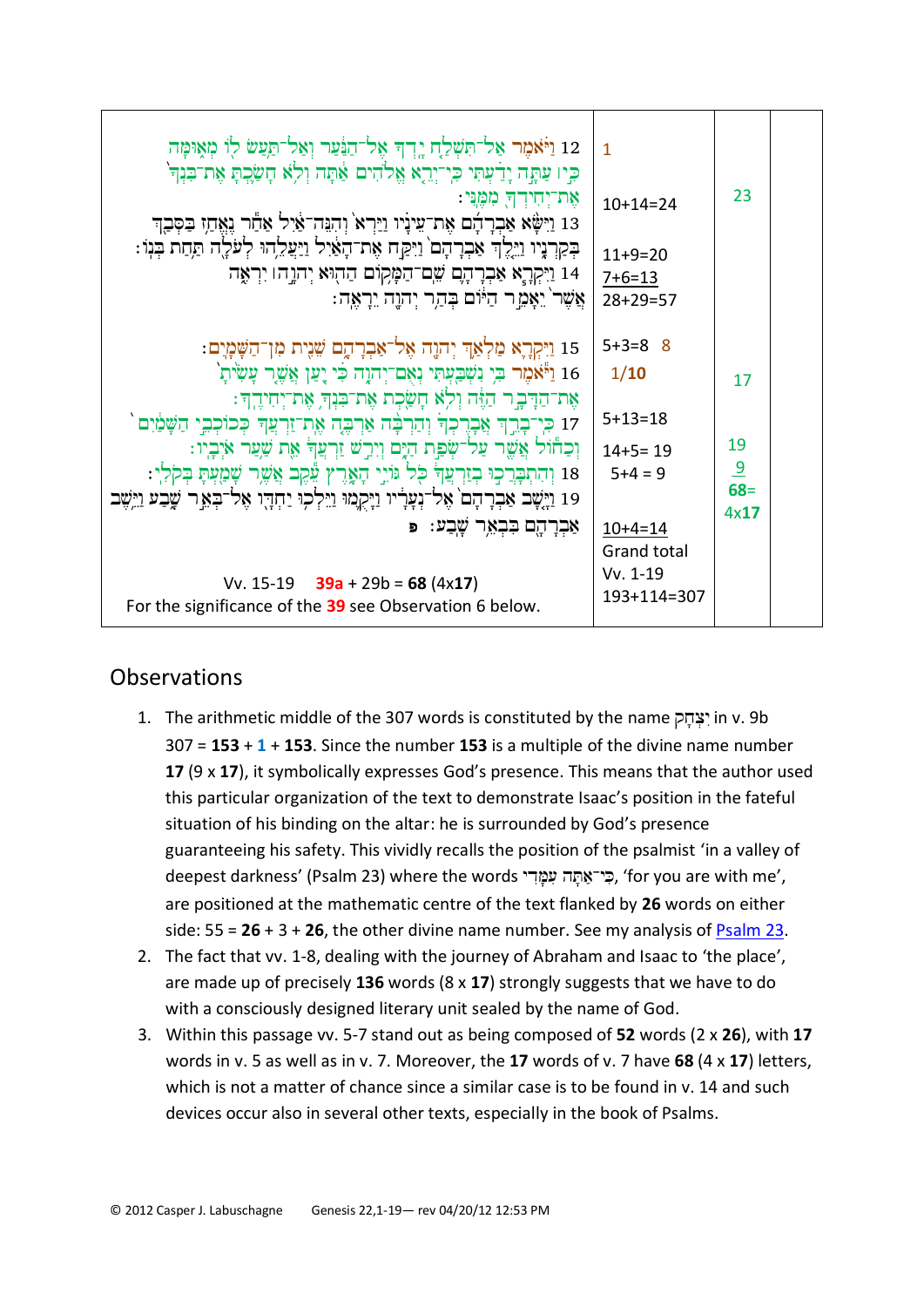| | | | |
|---|---|---|---|
| 12 וַיֹּ֗אמֶר אַל־תִּשְׁלַ֤ח יָֽדְךָ֙ אֶל־הַנַּ֔עַר וְאַל־תַּ֥עַשׂ ל֖וֹ מְא֑וּמָּה כִּ֣י ׀ עַתָּ֣ה יָדַ֗עְתִּי כִּֽי־יְרֵ֤א אֱלֹהִים֙ אַ֔תָּה וְלֹ֥א חָשַׂ֛כְתָּ אֶת־בִּנְךָ֥ אֶת־יְחִידְךָ֖ מִמֶּֽנִּי׃ | 1<br>10+14=24 | 23 | |
| 13 וַיִּשָּׂ֨א אַבְרָהָ֜ם אֶת־עֵינָ֗יו וַיַּרְא֙ וְהִנֵּה־אַ֔יִל אַחַ֕ר נֶאֱחַ֥ז בַּסְּבַ֖ךְ בְּקַרְנָ֑יו וַיֵּ֤לֶךְ אַבְרָהָם֙ וַיִּקַּ֣ח אֶת־הָאַ֔יִל וַיַּעֲלֵ֥הוּ לְעֹלָ֖ה תַּ֥חַת בְּנֽוֹ׃ | 11+9=20 | | |
| 14 וַיִּקְרָ֧א אַבְרָהָ֛ם שֵֽׁם־הַמָּק֥וֹם הַה֖וּא יְהוָ֣ה ׀ יִרְאֶ֑ה אֲשֶׁר֙ יֵאָמֵ֣ר הַיּ֔וֹם בְּהַ֥ר יְהוָ֖ה יֵרָאֶֽה׃ | 7+6=13<br>28+29=57 | | |
| 15 וַיִּקְרָ֛א מַלְאַ֥ךְ יְהוָ֖ה אֶל־אַבְרָהָ֑ם שֵׁנִ֖ית מִן־הַשָּׁמָֽיִם׃ | 5+3=8 8 | | |
| 16 וַיֹּ֕אמֶר בִּ֥י נִשְׁבַּ֖עְתִּי נְאֻם־יְהוָ֑ה כִּ֗י יַ֚עַן אֲשֶׁ֤ר עָשִׂ֙יתָ֙ אֶת־הַדָּבָ֣ר הַזֶּ֔ה וְלֹ֥א חָשַׂ֖כְתָּ אֶת־בִּנְךָ֥ אֶת־יְחִידֶֽךָ׃ | 1/10 | 17 | |
| 17 כִּֽי־בָרֵ֣ךְ אֲבָרֶכְךָ֗ וְהַרְבָּ֨ה אַרְבֶּ֤ה אֶֽת־זַרְעֲךָ֙ כְּכוֹכְבֵ֣י הַשָּׁמַ֔יִם וְכַח֕וֹל אֲשֶׁ֖ר עַל־שְׂפַ֣ת הַיָּ֑ם וְיִרַ֣שׁ זַרְעֲךָ֔ אֵ֖ת שַׁ֥עַר אֹיְבָֽיו׃ | 5+13=18<br>14+5= 19 | 19 | |
| 18 וְהִתְבָּרֲכ֣וּ בְזַרְעֲךָ֔ כֹּ֖ל גּוֹיֵ֣י הָאָ֑רֶץ עֵ֕קֶב אֲשֶׁ֥ר שָׁמַ֖עְתָּ בְּקֹלִֽי׃ | 5+4 = 9 | 9<br>68=<br>4x17 | |
| 19 וַיָּ֤שָׁב אַבְרָהָם֙ אֶל־נְעָרָ֔יו וַיָּקֻ֛מוּ וַיֵּלְכ֥וּ יַחְדָּ֖ו אֶל־בְּאֵ֣ר שָׁ֑בַע וַיֵּ֥שֶׁב אַבְרָהָ֖ם בִּבְאֵ֥ר שָֽׁבַע׃ פ | 10+4=14 | | |
| Vv. 15-19 **39a** + 29b = **68** (4x**17**)<br>For the significance of the **39** see Observation 6 below. | Grand total<br>Vv. 1-19<br>193+114=307 | | |

## Observations

1. The arithmetic middle of the 307 words is constituted by the name יִצְחָק in v. 9b
   307 = **153** + **1** + **153**. Since the number **153** is a multiple of the divine name number **17** (9 x **17**), it symbolically expresses God's presence. This means that the author used this particular organization of the text to demonstrate Isaac's position in the fateful situation of his binding on the altar: he is surrounded by God's presence guaranteeing his safety. This vividly recalls the position of the psalmist 'in a valley of deepest darkness' (Psalm 23) where the words כִּי־אַתָּה עִמָּדִי, 'for you are with me', are positioned at the mathematic centre of the text flanked by **26** words on either side: 55 = **26** + 3 + **26**, the other divine name number. See my analysis of Psalm 23.
2. The fact that vv. 1-8, dealing with the journey of Abraham and Isaac to 'the place', are made up of precisely **136** words (8 x **17**) strongly suggests that we have to do with a consciously designed literary unit sealed by the name of God.
3. Within this passage vv. 5-7 stand out as being composed of **52** words (2 x **26**), with **17** words in v. 5 as well as in v. 7. Moreover, the **17** words of v. 7 have **68** (4 x **17**) letters, which is not a matter of chance since a similar case is to be found in v. 14 and such devices occur also in several other texts, especially in the book of Psalms.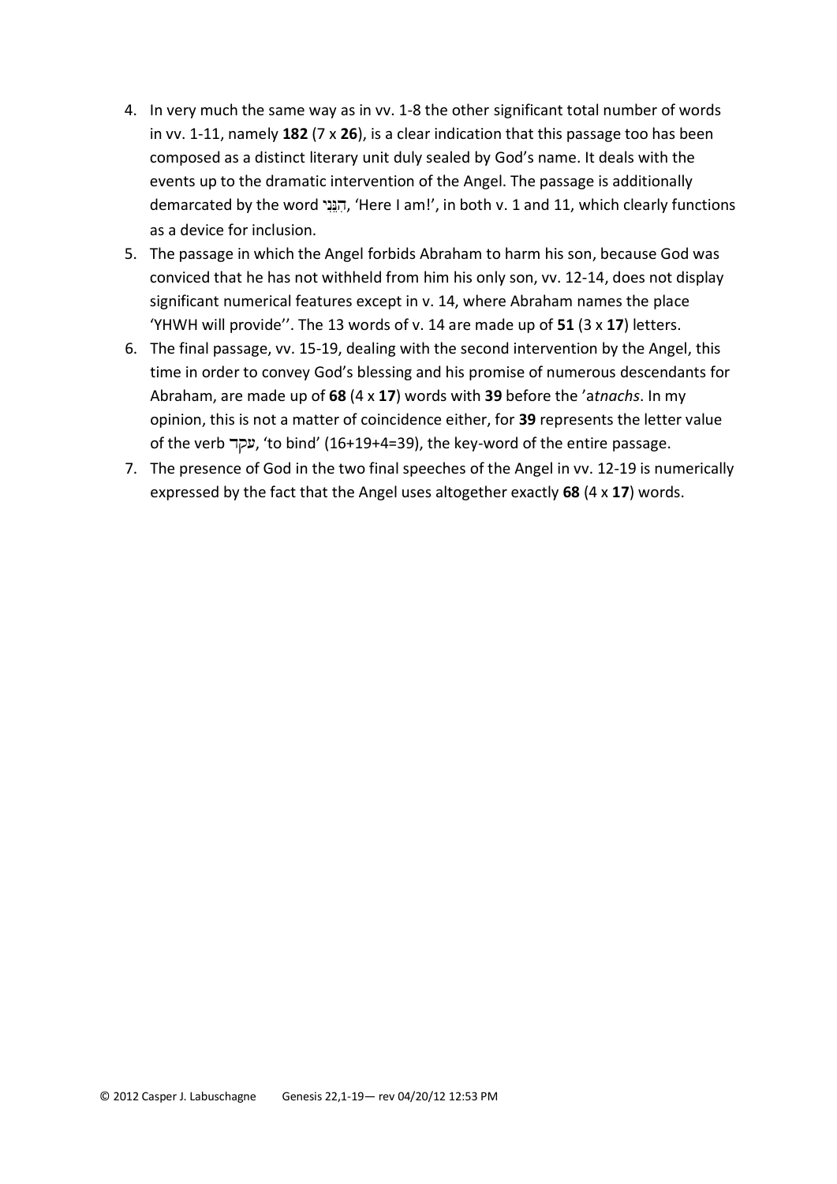4. In very much the same way as in vv. 1-8 the other significant total number of words in vv. 1-11, namely **182** (7 x **26**), is a clear indication that this passage too has been composed as a distinct literary unit duly sealed by God's name. It deals with the events up to the dramatic intervention of the Angel. The passage is additionally demarcated by the word הִנֵּנִי, 'Here I am!', in both v. 1 and 11, which clearly functions as a device for inclusion.
5. The passage in which the Angel forbids Abraham to harm his son, because God was conviced that he has not withheld from him his only son, vv. 12-14, does not display significant numerical features except in v. 14, where Abraham names the place 'YHWH will provide''. The 13 words of v. 14 are made up of **51** (3 x **17**) letters.
6. The final passage, vv. 15-19, dealing with the second intervention by the Angel, this time in order to convey God's blessing and his promise of numerous descendants for Abraham, are made up of **68** (4 x **17**) words with **39** before the 'a*tnachs*. In my opinion, this is not a matter of coincidence either, for **39** represents the letter value of the verb עקד, 'to bind' (16+19+4=39), the key-word of the entire passage.
7. The presence of God in the two final speeches of the Angel in vv. 12-19 is numerically expressed by the fact that the Angel uses altogether exactly **68** (4 x **17**) words.